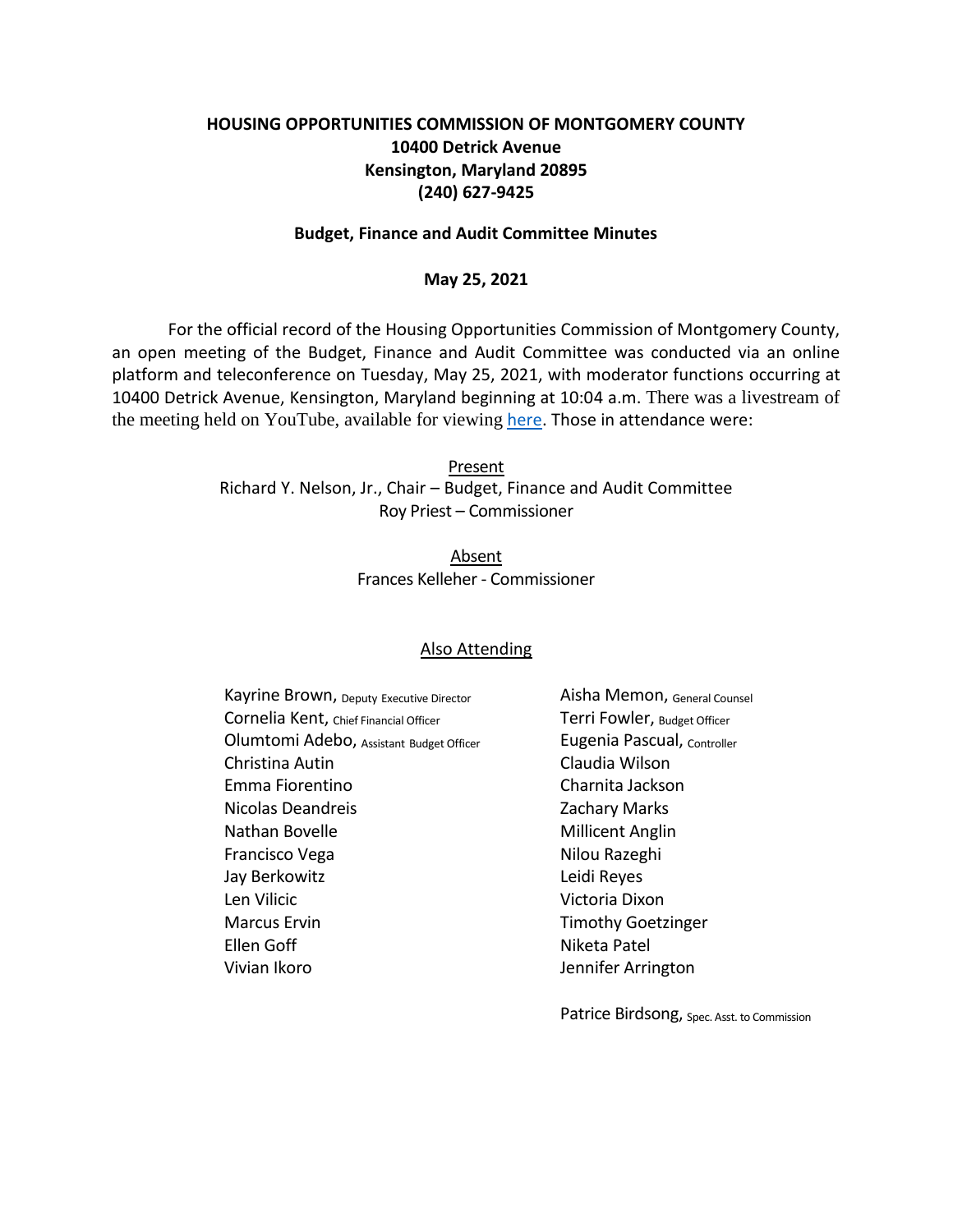**HOUSING OPPORTUNITIES COMMISSION OF MONTGOMERY COUNTY**
**10400 Detrick Avenue**
**Kensington, Maryland 20895**
**(240) 627-9425**

**Budget, Finance and Audit Committee Minutes**

**May 25, 2021**

For the official record of the Housing Opportunities Commission of Montgomery County, an open meeting of the Budget, Finance and Audit Committee was conducted via an online platform and teleconference on Tuesday, May 25, 2021, with moderator functions occurring at 10400 Detrick Avenue, Kensington, Maryland beginning at 10:04 a.m. There was a livestream of the meeting held on YouTube, available for viewing here. Those in attendance were:

Present

Richard Y. Nelson, Jr., Chair – Budget, Finance and Audit Committee
Roy Priest – Commissioner

Absent

Frances Kelleher - Commissioner

Also Attending

Kayrine Brown, Deputy Executive Director
Cornelia Kent, Chief Financial Officer
Olumtomi Adebo, Assistant Budget Officer
Christina Autin
Emma Fiorentino
Nicolas Deandreis
Nathan Bovelle
Francisco Vega
Jay Berkowitz
Len Vilicic
Marcus Ervin
Ellen Goff
Vivian Ikoro
Aisha Memon, General Counsel
Terri Fowler, Budget Officer
Eugenia Pascual, Controller
Claudia Wilson
Charnita Jackson
Zachary Marks
Millicent Anglin
Nilou Razeghi
Leidi Reyes
Victoria Dixon
Timothy Goetzinger
Niketa Patel
Jennifer Arrington

Patrice Birdsong, Spec. Asst. to Commission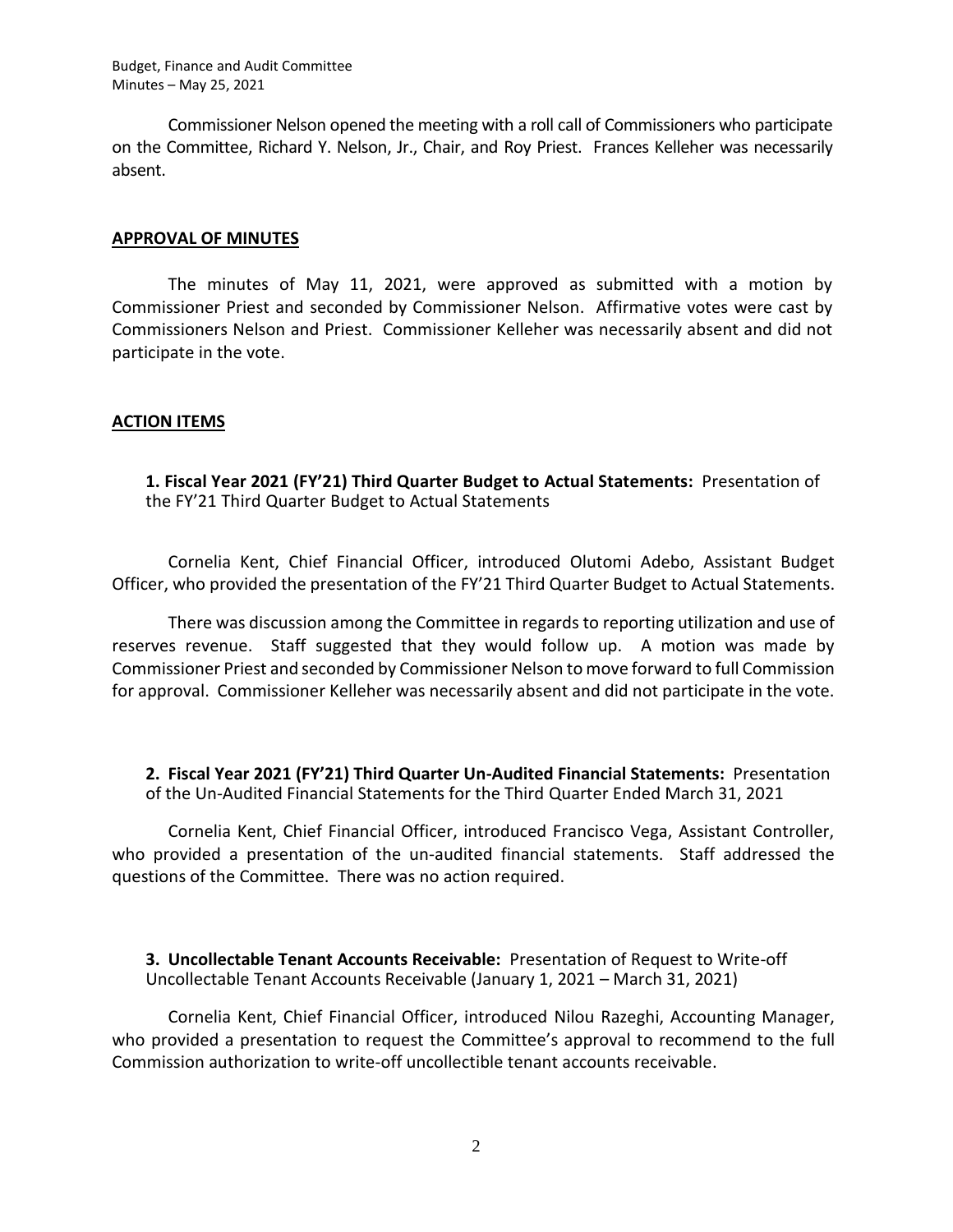Commissioner Nelson opened the meeting with a roll call of Commissioners who participate on the Committee, Richard Y. Nelson, Jr., Chair, and Roy Priest. Frances Kelleher was necessarily absent.

## APPROVAL OF MINUTES

The minutes of May 11, 2021, were approved as submitted with a motion by Commissioner Priest and seconded by Commissioner Nelson. Affirmative votes were cast by Commissioners Nelson and Priest. Commissioner Kelleher was necessarily absent and did not participate in the vote.

## ACTION ITEMS

**1. Fiscal Year 2021 (FY'21) Third Quarter Budget to Actual Statements:** Presentation of the FY'21 Third Quarter Budget to Actual Statements

Cornelia Kent, Chief Financial Officer, introduced Olutomi Adebo, Assistant Budget Officer, who provided the presentation of the FY'21 Third Quarter Budget to Actual Statements.

There was discussion among the Committee in regards to reporting utilization and use of reserves revenue. Staff suggested that they would follow up. A motion was made by Commissioner Priest and seconded by Commissioner Nelson to move forward to full Commission for approval. Commissioner Kelleher was necessarily absent and did not participate in the vote.

**2. Fiscal Year 2021 (FY'21) Third Quarter Un-Audited Financial Statements:** Presentation of the Un-Audited Financial Statements for the Third Quarter Ended March 31, 2021

Cornelia Kent, Chief Financial Officer, introduced Francisco Vega, Assistant Controller, who provided a presentation of the un-audited financial statements. Staff addressed the questions of the Committee. There was no action required.

**3. Uncollectable Tenant Accounts Receivable:** Presentation of Request to Write-off Uncollectable Tenant Accounts Receivable (January 1, 2021 – March 31, 2021)

Cornelia Kent, Chief Financial Officer, introduced Nilou Razeghi, Accounting Manager, who provided a presentation to request the Committee's approval to recommend to the full Commission authorization to write-off uncollectible tenant accounts receivable.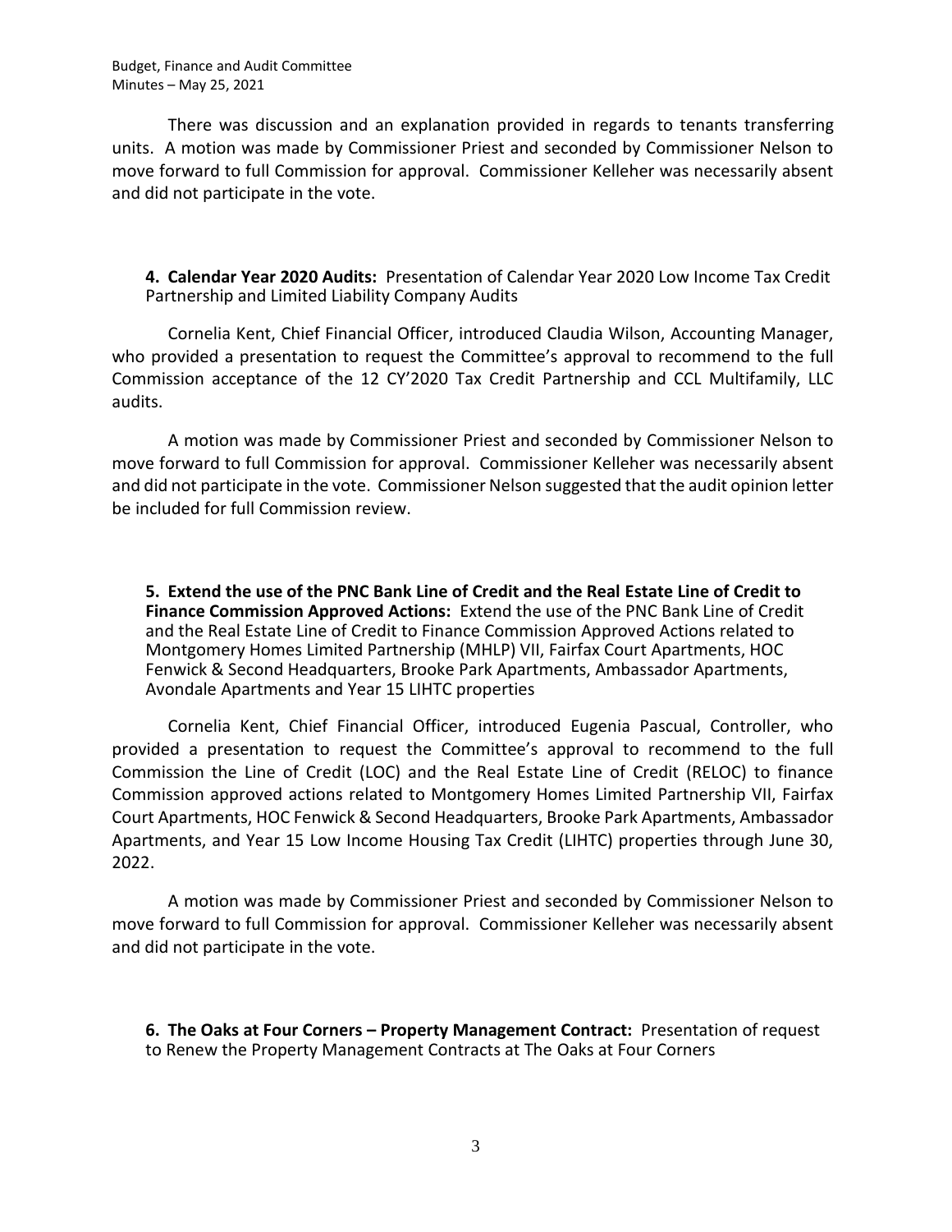There was discussion and an explanation provided in regards to tenants transferring units. A motion was made by Commissioner Priest and seconded by Commissioner Nelson to move forward to full Commission for approval. Commissioner Kelleher was necessarily absent and did not participate in the vote.

**4. Calendar Year 2020 Audits:** Presentation of Calendar Year 2020 Low Income Tax Credit Partnership and Limited Liability Company Audits

Cornelia Kent, Chief Financial Officer, introduced Claudia Wilson, Accounting Manager, who provided a presentation to request the Committee's approval to recommend to the full Commission acceptance of the 12 CY'2020 Tax Credit Partnership and CCL Multifamily, LLC audits.

A motion was made by Commissioner Priest and seconded by Commissioner Nelson to move forward to full Commission for approval. Commissioner Kelleher was necessarily absent and did not participate in the vote. Commissioner Nelson suggested that the audit opinion letter be included for full Commission review.

**5. Extend the use of the PNC Bank Line of Credit and the Real Estate Line of Credit to Finance Commission Approved Actions:** Extend the use of the PNC Bank Line of Credit and the Real Estate Line of Credit to Finance Commission Approved Actions related to Montgomery Homes Limited Partnership (MHLP) VII, Fairfax Court Apartments, HOC Fenwick & Second Headquarters, Brooke Park Apartments, Ambassador Apartments, Avondale Apartments and Year 15 LIHTC properties

Cornelia Kent, Chief Financial Officer, introduced Eugenia Pascual, Controller, who provided a presentation to request the Committee's approval to recommend to the full Commission the Line of Credit (LOC) and the Real Estate Line of Credit (RELOC) to finance Commission approved actions related to Montgomery Homes Limited Partnership VII, Fairfax Court Apartments, HOC Fenwick & Second Headquarters, Brooke Park Apartments, Ambassador Apartments, and Year 15 Low Income Housing Tax Credit (LIHTC) properties through June 30, 2022.

A motion was made by Commissioner Priest and seconded by Commissioner Nelson to move forward to full Commission for approval. Commissioner Kelleher was necessarily absent and did not participate in the vote.

**6. The Oaks at Four Corners – Property Management Contract:** Presentation of request to Renew the Property Management Contracts at The Oaks at Four Corners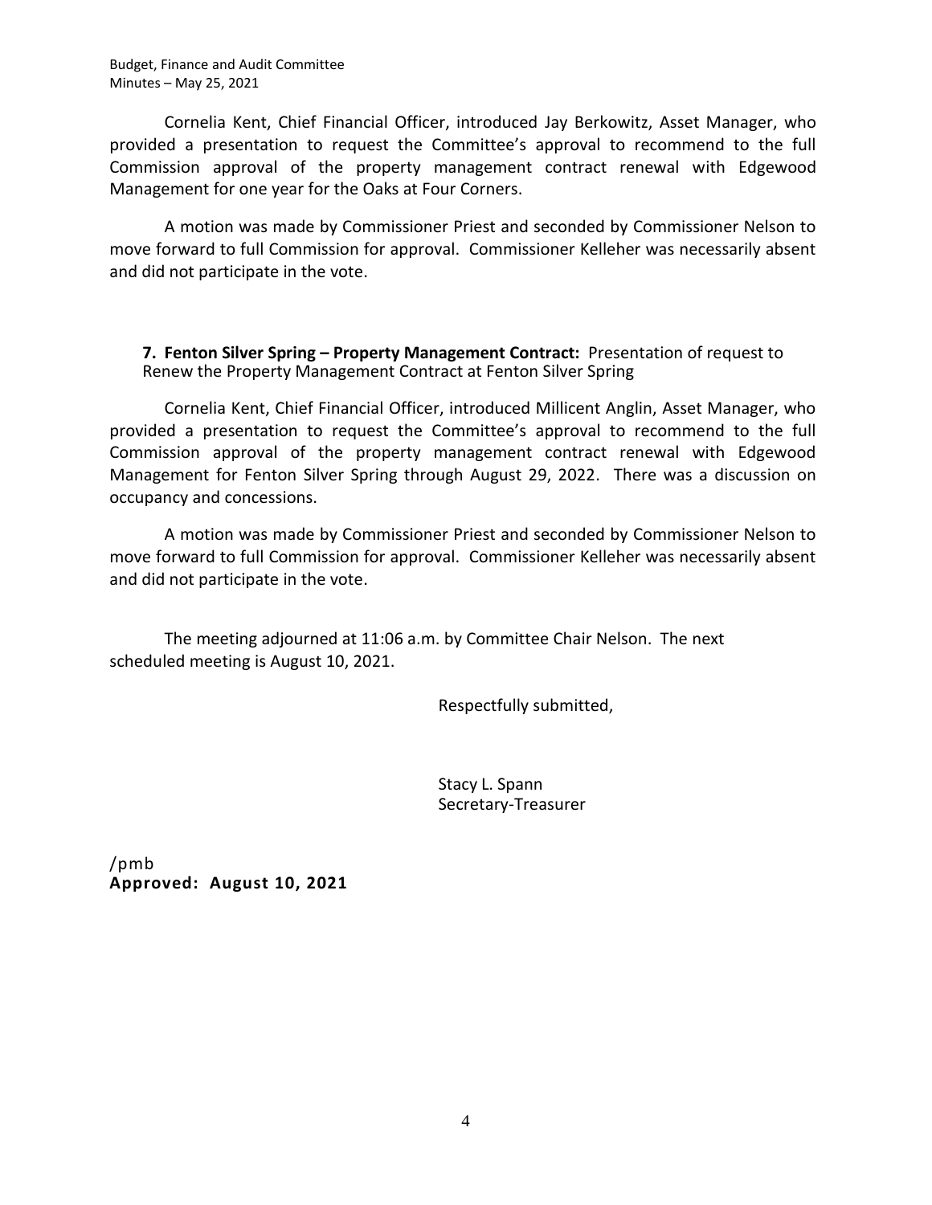Cornelia Kent, Chief Financial Officer, introduced Jay Berkowitz, Asset Manager, who provided a presentation to request the Committee's approval to recommend to the full Commission approval of the property management contract renewal with Edgewood Management for one year for the Oaks at Four Corners.

A motion was made by Commissioner Priest and seconded by Commissioner Nelson to move forward to full Commission for approval. Commissioner Kelleher was necessarily absent and did not participate in the vote.

**7. Fenton Silver Spring – Property Management Contract:** Presentation of request to Renew the Property Management Contract at Fenton Silver Spring

Cornelia Kent, Chief Financial Officer, introduced Millicent Anglin, Asset Manager, who provided a presentation to request the Committee's approval to recommend to the full Commission approval of the property management contract renewal with Edgewood Management for Fenton Silver Spring through August 29, 2022. There was a discussion on occupancy and concessions.

A motion was made by Commissioner Priest and seconded by Commissioner Nelson to move forward to full Commission for approval. Commissioner Kelleher was necessarily absent and did not participate in the vote.

The meeting adjourned at 11:06 a.m. by Committee Chair Nelson. The next scheduled meeting is August 10, 2021.

Respectfully submitted,

Stacy L. Spann
Secretary-Treasurer

/pmb
**Approved: August 10, 2021**